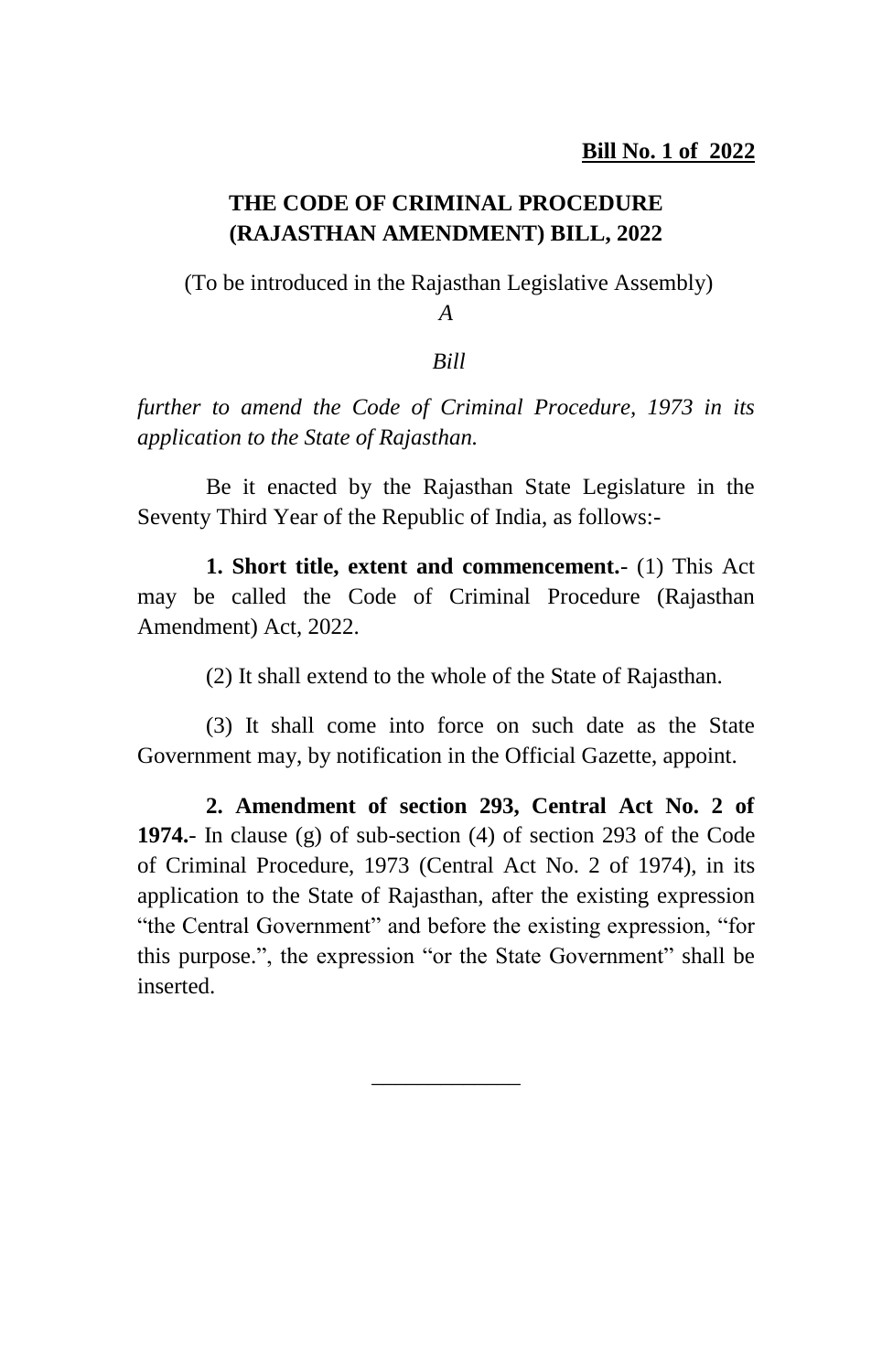**Bill No. 1 of 2022**

# THE CODE OF CRIMINAL PROCEDURE (RAJASTHAN AMENDMENT) BILL, 2022

(To be introduced in the Rajasthan Legislative Assembly)

*A*

*Bill*

*further to amend the Code of Criminal Procedure, 1973 in its application to the State of Rajasthan.*

Be it enacted by the Rajasthan State Legislature in the Seventy Third Year of the Republic of India, as follows:-

**1. Short title, extent and commencement.**- (1) This Act may be called the Code of Criminal Procedure (Rajasthan Amendment) Act, 2022.

(2) It shall extend to the whole of the State of Rajasthan.

(3) It shall come into force on such date as the State Government may, by notification in the Official Gazette, appoint.

**2. Amendment of section 293, Central Act No. 2 of 1974.**- In clause (g) of sub-section (4) of section 293 of the Code of Criminal Procedure, 1973 (Central Act No. 2 of 1974), in its application to the State of Rajasthan, after the existing expression "the Central Government" and before the existing expression, "for this purpose.", the expression "or the State Government" shall be inserted.

---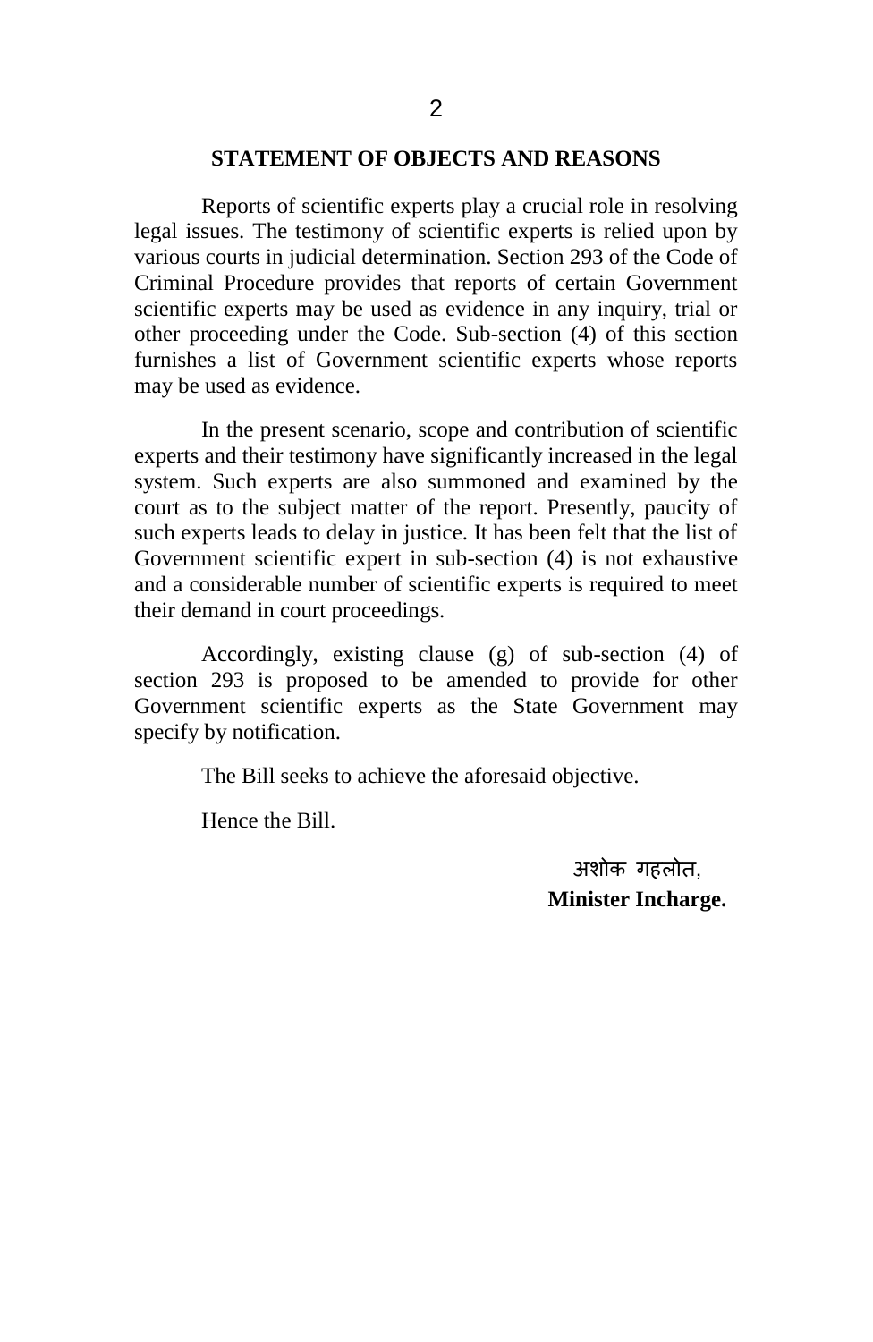## STATEMENT OF OBJECTS AND REASONS

Reports of scientific experts play a crucial role in resolving legal issues. The testimony of scientific experts is relied upon by various courts in judicial determination. Section 293 of the Code of Criminal Procedure provides that reports of certain Government scientific experts may be used as evidence in any inquiry, trial or other proceeding under the Code. Sub-section (4) of this section furnishes a list of Government scientific experts whose reports may be used as evidence.

In the present scenario, scope and contribution of scientific experts and their testimony have significantly increased in the legal system. Such experts are also summoned and examined by the court as to the subject matter of the report. Presently, paucity of such experts leads to delay in justice. It has been felt that the list of Government scientific expert in sub-section (4) is not exhaustive and a considerable number of scientific experts is required to meet their demand in court proceedings.

Accordingly, existing clause (g) of sub-section (4) of section 293 is proposed to be amended to provide for other Government scientific experts as the State Government may specify by notification.

The Bill seeks to achieve the aforesaid objective.

Hence the Bill.

अशोक गहलोत,
**Minister Incharge.**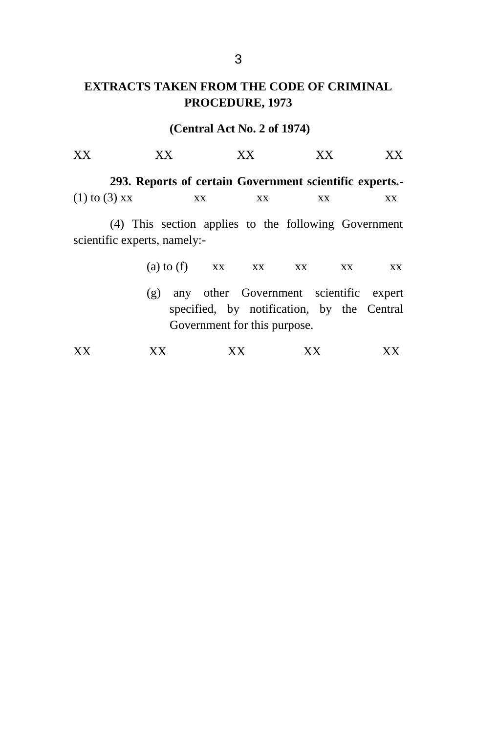# EXTRACTS TAKEN FROM THE CODE OF CRIMINAL PROCEDURE, 1973

**(Central Act No. 2 of 1974)**

XX XX XX XX XX

**293. Reports of certain Government scientific experts.-** (1) to (3) xx xx xx xx xx

(4) This section applies to the following Government scientific experts, namely:-

(a) to (f) xx xx xx xx xx

(g) any other Government scientific expert specified, by notification, by the Central Government for this purpose.

XX XX XX XX XX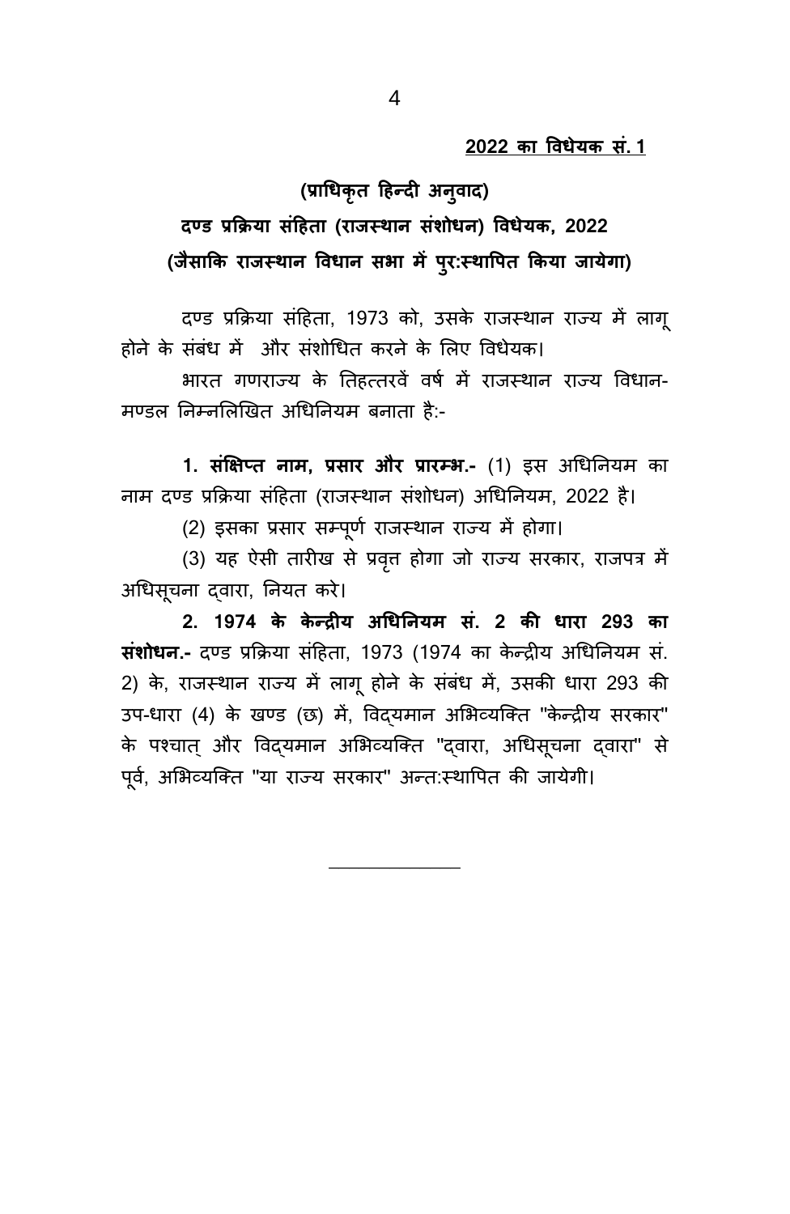**2022 का विधेयक सं. 1**

**(प्राधिकृत हिन्दी अनुवाद)**

## दण्ड प्रक्रिया संहिता (राजस्थान संशोधन) विधेयक, 2022

**(जैसाकि राजस्थान विधान सभा में पुर:स्थापित किया जायेगा)**

दण्ड प्रक्रिया संहिता, 1973 को, उसके राजस्थान राज्य में लागू होने के संबंध में और संशोधित करने के लिए विधेयक।

भारत गणराज्य के तिहत्तरवें वर्ष में राजस्थान राज्य विधान-मण्डल निम्नलिखित अधिनियम बनाता है:-

**1. संक्षिप्त नाम, प्रसार और प्रारम्भ.-** (1) इस अधिनियम का नाम दण्ड प्रक्रिया संहिता (राजस्थान संशोधन) अधिनियम, 2022 है।

(2) इसका प्रसार सम्पूर्ण राजस्थान राज्य में होगा।

(3) यह ऐसी तारीख से प्रवृत्त होगा जो राज्य सरकार, राजपत्र में अधिसूचना द्वारा, नियत करे।

**2. 1974 के केन्द्रीय अधिनियम सं. 2 की धारा 293 का संशोधन.-** दण्ड प्रक्रिया संहिता, 1973 (1974 का केन्द्रीय अधिनियम सं. 2) के, राजस्थान राज्य में लागू होने के संबंध में, उसकी धारा 293 की उप-धारा (4) के खण्ड (छ) में, विद्यमान अभिव्यक्ति "केन्द्रीय सरकार" के पश्चात् और विद्यमान अभिव्यक्ति "द्वारा, अधिसूचना द्वारा" से पूर्व, अभिव्यक्ति "या राज्य सरकार" अन्त:स्थापित की जायेगी।

---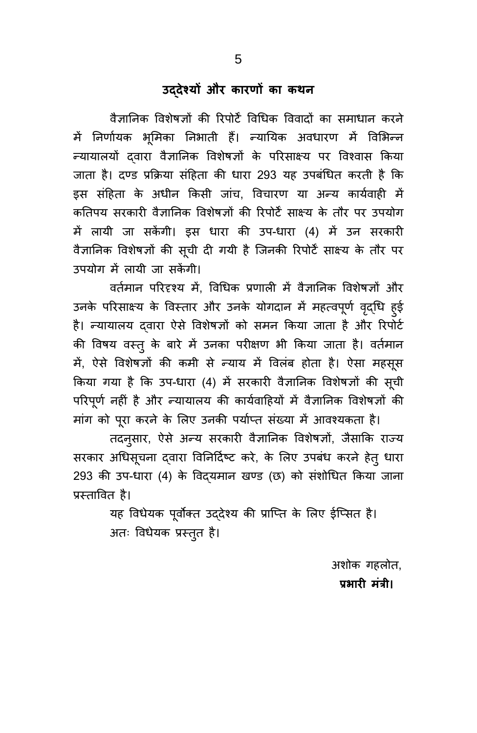## उद्देश्यों और कारणों का कथन

वैज्ञानिक विशेषज्ञों की रिपोर्टें विधिक विवादों का समाधान करने में निर्णायक भूमिका निभाती हैं। न्यायिक अवधारण में विभिन्न न्यायालयों द्वारा वैज्ञानिक विशेषज्ञों के परिसाक्ष्य पर विश्वास किया जाता है। दण्ड प्रक्रिया संहिता की धारा 293 यह उपबंधित करती है कि इस संहिता के अधीन किसी जांच, विचारण या अन्य कार्यवाही में कतिपय सरकारी वैज्ञानिक विशेषज्ञों की रिपोर्टें साक्ष्य के तौर पर उपयोग में लायी जा सकेंगी। इस धारा की उप-धारा (4) में उन सरकारी वैज्ञानिक विशेषज्ञों की सूची दी गयी है जिनकी रिपोर्टें साक्ष्य के तौर पर उपयोग में लायी जा सकेंगी।

वर्तमान परिदृश्य में, विधिक प्रणाली में वैज्ञानिक विशेषज्ञों और उनके परिसाक्ष्य के विस्तार और उनके योगदान में महत्वपूर्ण वृद्धि हुई है। न्यायालय द्वारा ऐसे विशेषज्ञों को समन किया जाता है और रिपोर्ट की विषय वस्तु के बारे में उनका परीक्षण भी किया जाता है। वर्तमान में, ऐसे विशेषज्ञों की कमी से न्याय में विलंब होता है। ऐसा महसूस किया गया है कि उप-धारा (4) में सरकारी वैज्ञानिक विशेषज्ञों की सूची परिपूर्ण नहीं है और न्यायालय की कार्यवाहियों में वैज्ञानिक विशेषज्ञों की मांग को पूरा करने के लिए उनकी पर्याप्त संख्या में आवश्यकता है।

तदनुसार, ऐसे अन्य सरकारी वैज्ञानिक विशेषज्ञों, जैसाकि राज्य सरकार अधिसूचना द्वारा विनिर्दिष्ट करे, के लिए उपबंध करने हेतु धारा 293 की उप-धारा (4) के विद्यमान खण्ड (छ) को संशोधित किया जाना प्रस्तावित है।

यह विधेयक पूर्वोक्त उद्देश्य की प्राप्ति के लिए ईप्सित है।

अतः विधेयक प्रस्तुत है।

अशोक गहलोत,

**प्रभारी मंत्री।**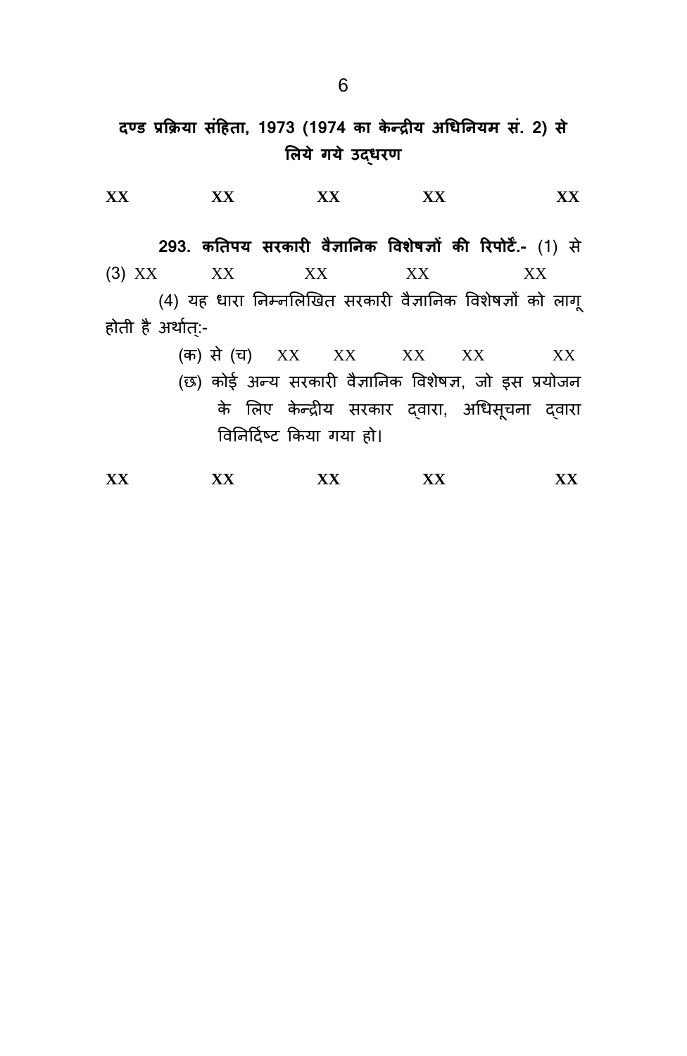## दण्ड प्रक्रिया संहिता, 1973 (1974 का केन्द्रीय अधिनियम सं. 2) से लिये गये उद्धरण

XX XX XX XX XX

**293. कतिपय सरकारी वैज्ञानिक विशेषज्ञों की रिपोर्टें.-** (1) से (3) XX XX XX XX XX

(4) यह धारा निम्नलिखित सरकारी वैज्ञानिक विशेषज्ञों को लागू होती है अर्थात्:-

(क) से (च) XX XX XX XX XX

(छ) कोई अन्य सरकारी वैज्ञानिक विशेषज्ञ, जो इस प्रयोजन के लिए केन्द्रीय सरकार द्वारा, अधिसूचना द्वारा विनिर्दिष्ट किया गया हो।

XX XX XX XX XX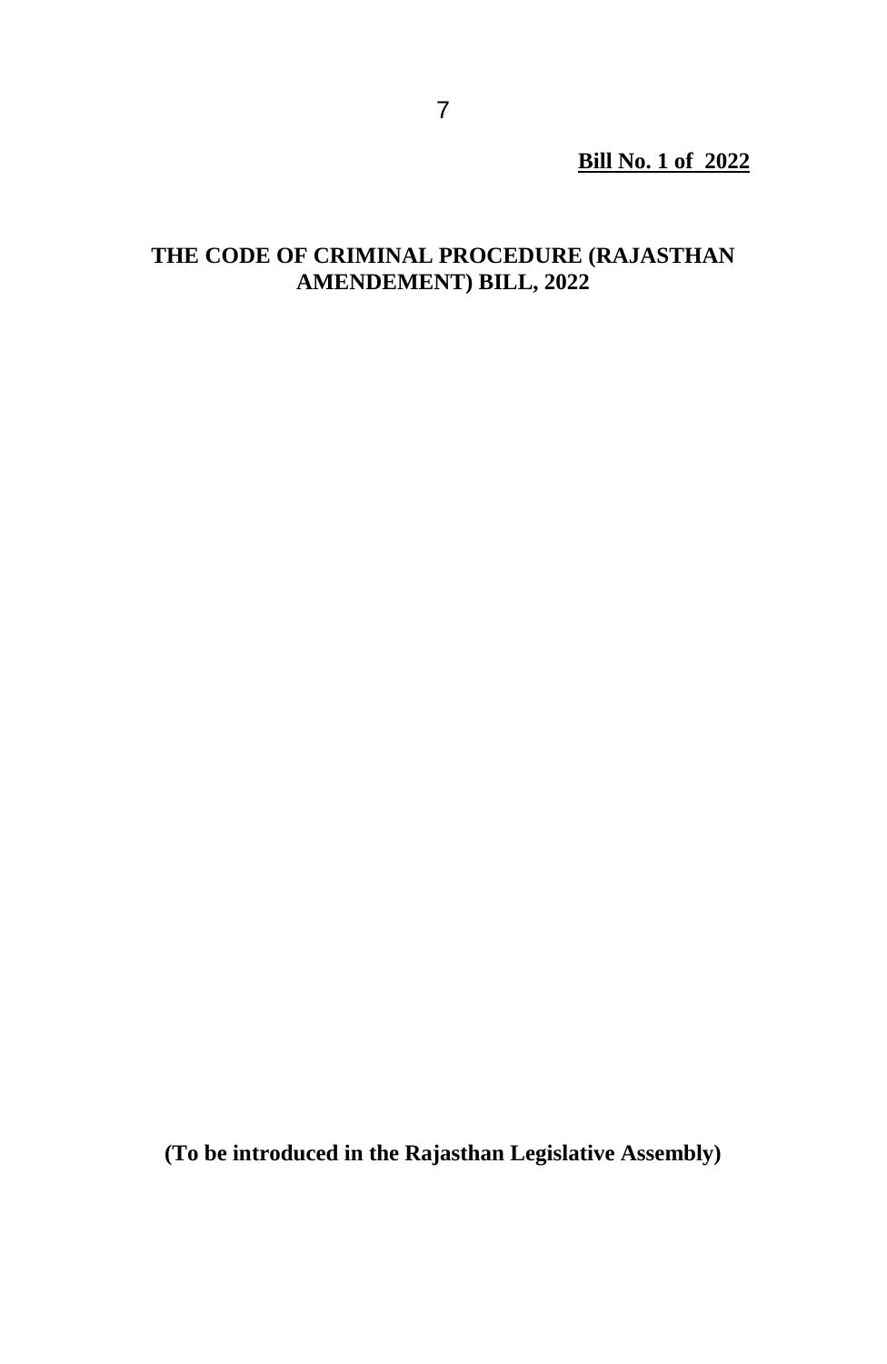**Bill No. 1 of 2022**

# THE CODE OF CRIMINAL PROCEDURE (RAJASTHAN AMENDEMENT) BILL, 2022

**(To be introduced in the Rajasthan Legislative Assembly)**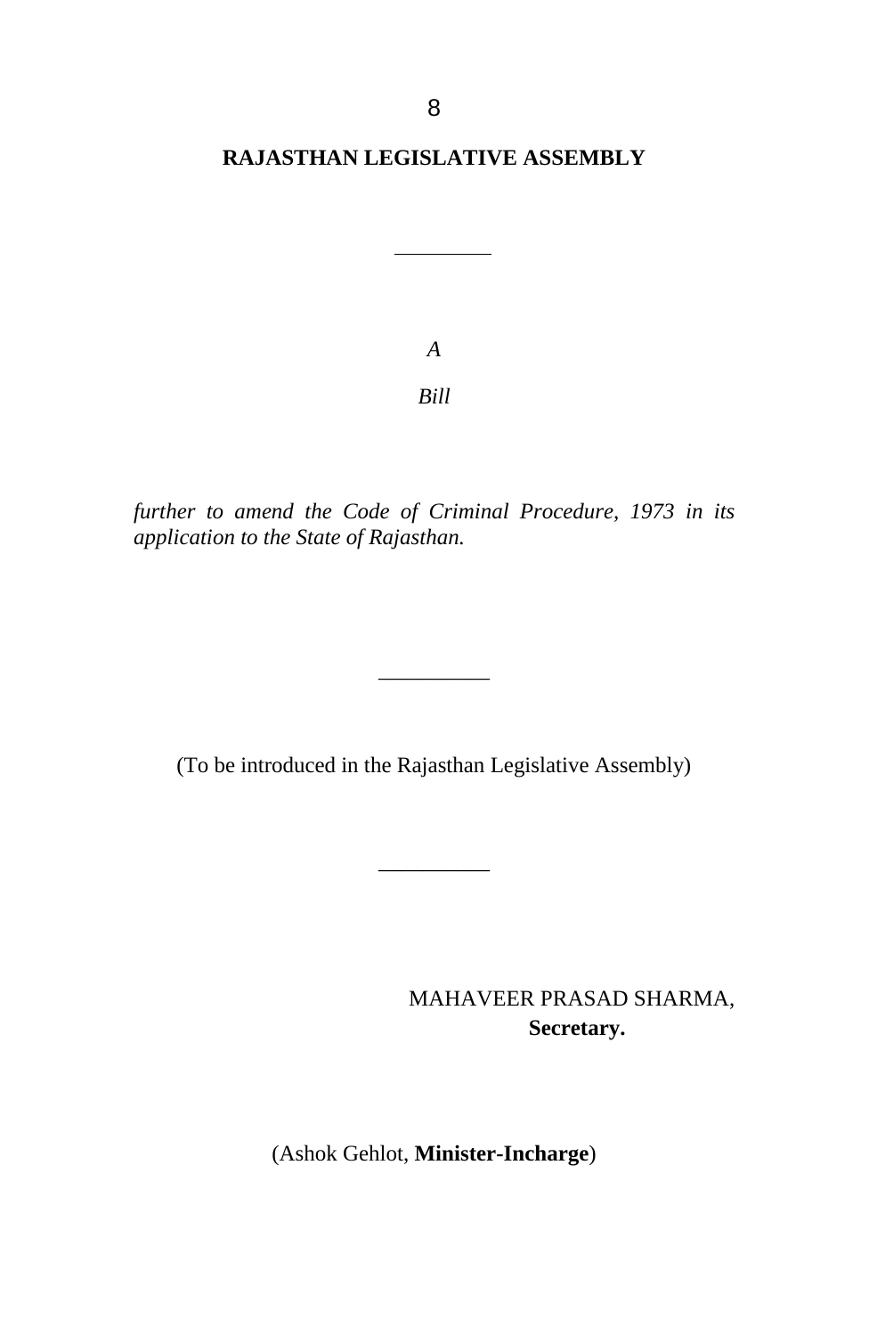**RAJASTHAN LEGISLATIVE ASSEMBLY**

---

*A*

*Bill*

*further to amend the Code of Criminal Procedure, 1973 in its application to the State of Rajasthan.*

---

(To be introduced in the Rajasthan Legislative Assembly)

---

MAHAVEER PRASAD SHARMA,
**Secretary.**

(Ashok Gehlot, **Minister-Incharge**)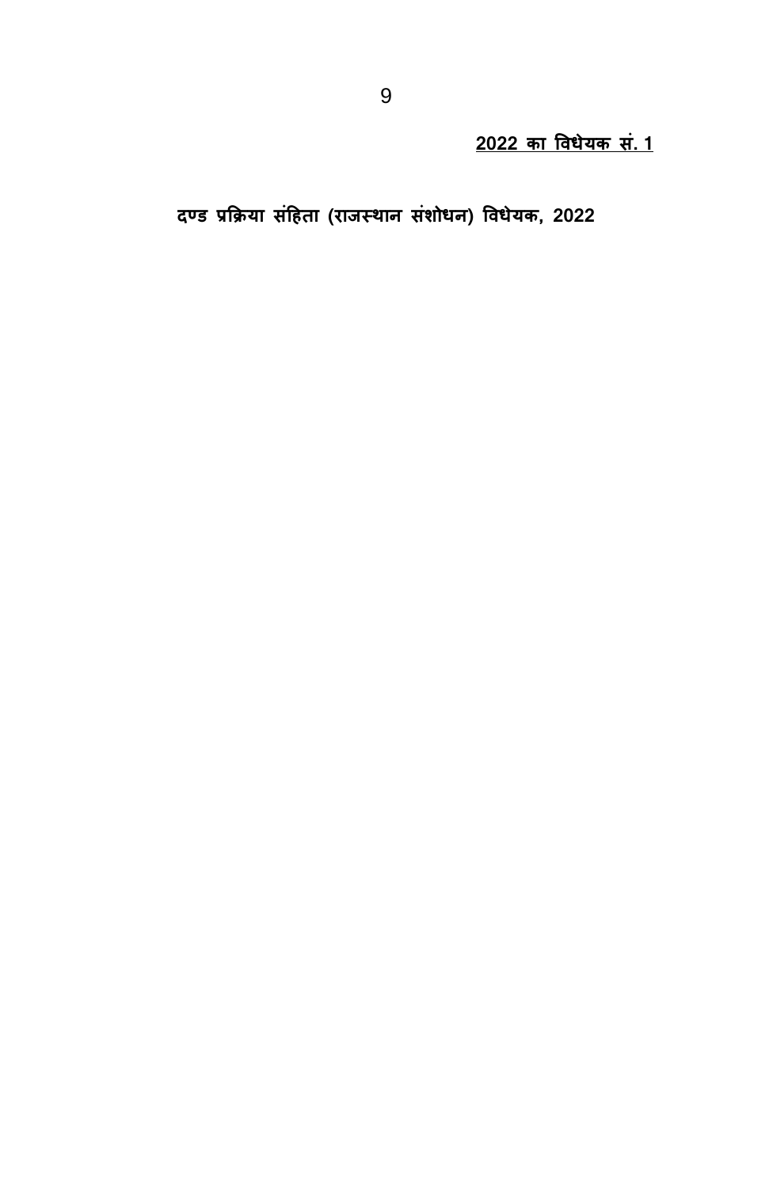**2022 का विधेयक सं. 1**

**दण्ड प्रक्रिया संहिता (राजस्थान संशोधन) विधेयक, 2022**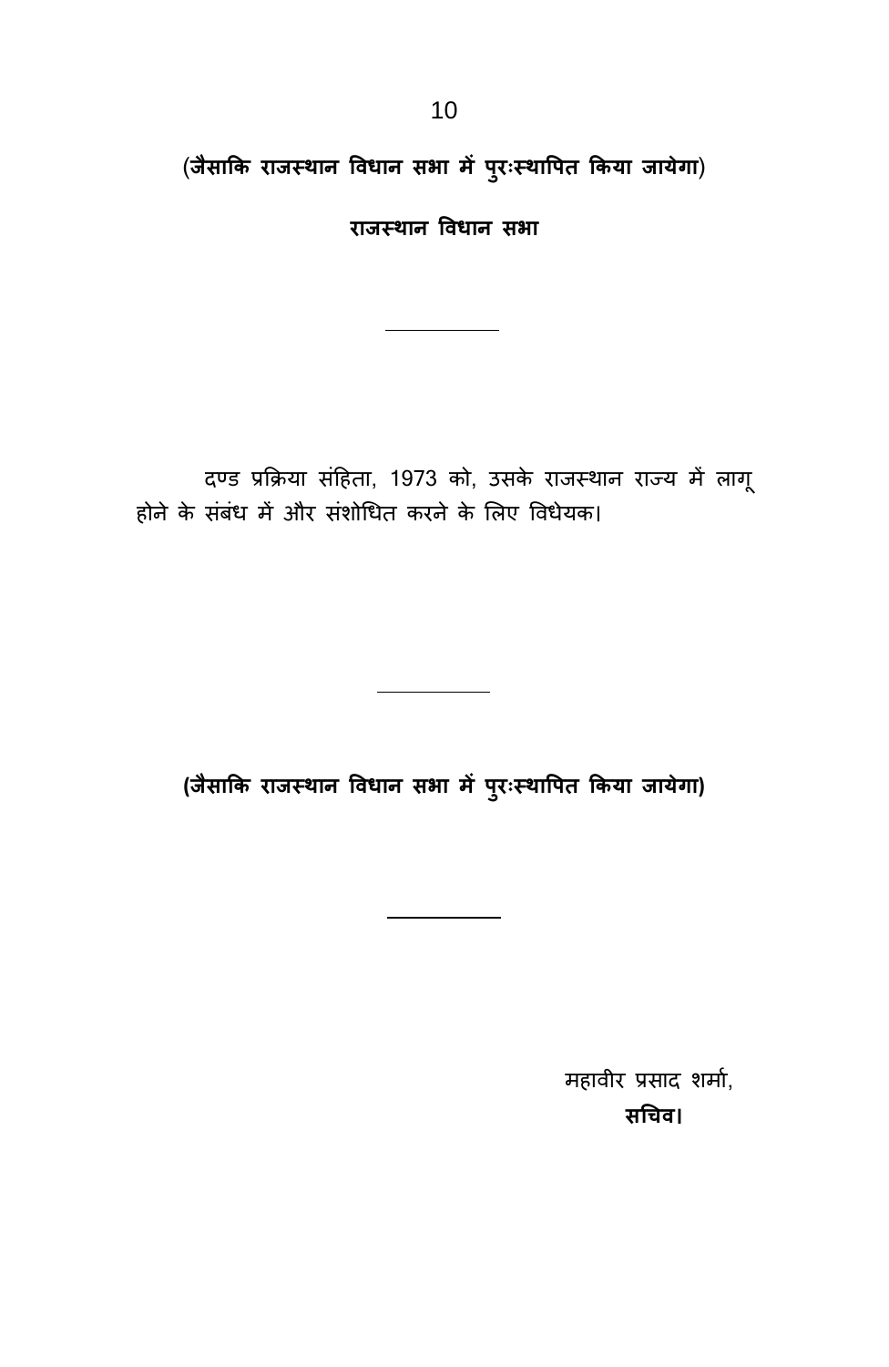(**जैसाकि राजस्थान विधान सभा में पुरःस्थापित किया जायेगा**)

**राजस्थान विधान सभा**

---

दण्ड प्रक्रिया संहिता, 1973 को, उसके राजस्थान राज्य में लागू होने के संबंध में और संशोधित करने के लिए विधेयक।

---

**(जैसाकि राजस्थान विधान सभा में पुरःस्थापित किया जायेगा)**

---

महावीर प्रसाद शर्मा,

**सचिव।**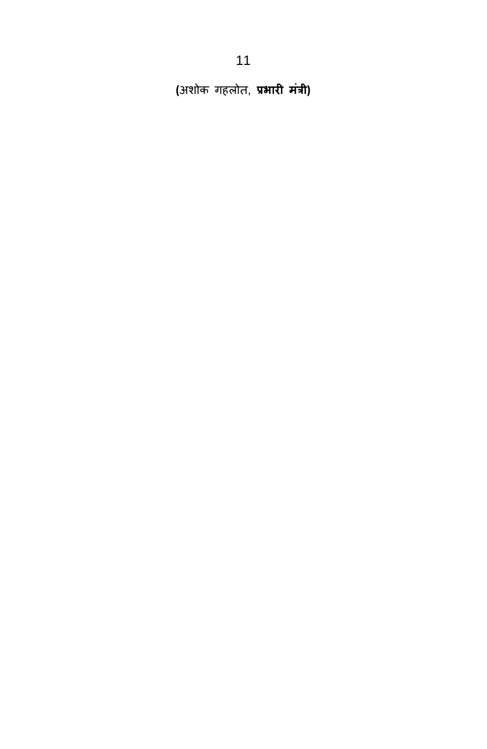**(**अशोक गहलोत, **प्रभारी मंत्री)**